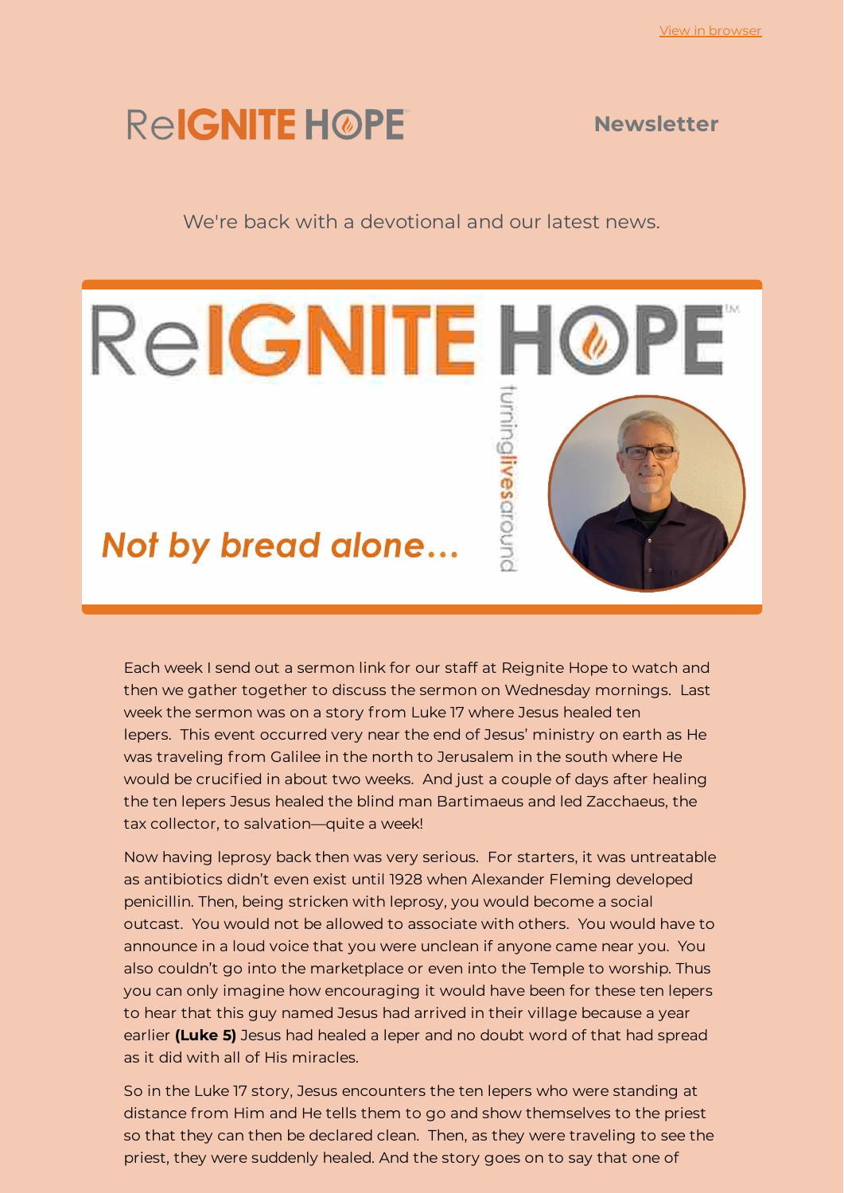View in browser

# ReIGNITE HOPE

**Newsletter**

We're back with a devotional and our latest news.

ReIGNITE HOPE

turninglivesaround

*Not by bread alone...*

Each week I send out a sermon link for our staff at Reignite Hope to watch and then we gather together to discuss the sermon on Wednesday mornings. Last week the sermon was on a story from Luke 17 where Jesus healed ten lepers. This event occurred very near the end of Jesus' ministry on earth as He was traveling from Galilee in the north to Jerusalem in the south where He would be crucified in about two weeks. And just a couple of days after healing the ten lepers Jesus healed the blind man Bartimaeus and led Zacchaeus, the tax collector, to salvation—quite a week!

Now having leprosy back then was very serious. For starters, it was untreatable as antibiotics didn't even exist until 1928 when Alexander Fleming developed penicillin. Then, being stricken with leprosy, you would become a social outcast. You would not be allowed to associate with others. You would have to announce in a loud voice that you were unclean if anyone came near you. You also couldn't go into the marketplace or even into the Temple to worship. Thus you can only imagine how encouraging it would have been for these ten lepers to hear that this guy named Jesus had arrived in their village because a year earlier **(Luke 5)** Jesus had healed a leper and no doubt word of that had spread as it did with all of His miracles.

So in the Luke 17 story, Jesus encounters the ten lepers who were standing at distance from Him and He tells them to go and show themselves to the priest so that they can then be declared clean. Then, as they were traveling to see the priest, they were suddenly healed. And the story goes on to say that one of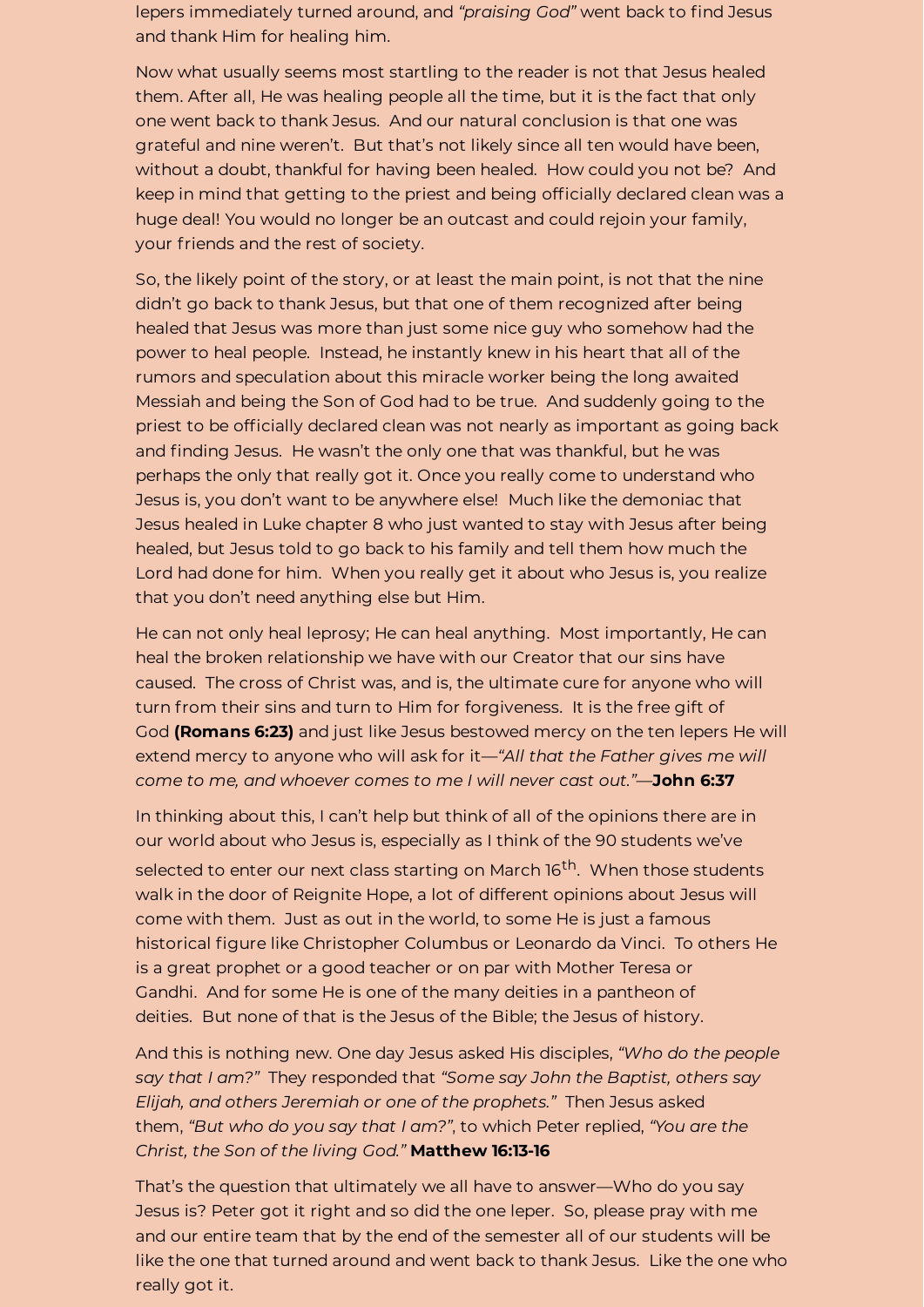lepers immediately turned around, and *"praising God"* went back to find Jesus and thank Him for healing him.

Now what usually seems most startling to the reader is not that Jesus healed them. After all, He was healing people all the time, but it is the fact that only one went back to thank Jesus. And our natural conclusion is that one was grateful and nine weren't. But that's not likely since all ten would have been, without a doubt, thankful for having been healed. How could you not be? And keep in mind that getting to the priest and being officially declared clean was a huge deal! You would no longer be an outcast and could rejoin your family, your friends and the rest of society.

So, the likely point of the story, or at least the main point, is not that the nine didn't go back to thank Jesus, but that one of them recognized after being healed that Jesus was more than just some nice guy who somehow had the power to heal people. Instead, he instantly knew in his heart that all of the rumors and speculation about this miracle worker being the long awaited Messiah and being the Son of God had to be true. And suddenly going to the priest to be officially declared clean was not nearly as important as going back and finding Jesus. He wasn't the only one that was thankful, but he was perhaps the only that really got it. Once you really come to understand who Jesus is, you don't want to be anywhere else! Much like the demoniac that Jesus healed in Luke chapter 8 who just wanted to stay with Jesus after being healed, but Jesus told to go back to his family and tell them how much the Lord had done for him. When you really get it about who Jesus is, you realize that you don't need anything else but Him.

He can not only heal leprosy; He can heal anything. Most importantly, He can heal the broken relationship we have with our Creator that our sins have caused. The cross of Christ was, and is, the ultimate cure for anyone who will turn from their sins and turn to Him for forgiveness. It is the free gift of God **(Romans 6:23)** and just like Jesus bestowed mercy on the ten lepers He will extend mercy to anyone who will ask for it—*"All that the Father gives me will come to me, and whoever comes to me I will never cast out."*—**John 6:37**

In thinking about this, I can't help but think of all of the opinions there are in our world about who Jesus is, especially as I think of the 90 students we've selected to enter our next class starting on March 16th. When those students walk in the door of Reignite Hope, a lot of different opinions about Jesus will come with them. Just as out in the world, to some He is just a famous historical figure like Christopher Columbus or Leonardo da Vinci. To others He is a great prophet or a good teacher or on par with Mother Teresa or Gandhi. And for some He is one of the many deities in a pantheon of deities. But none of that is the Jesus of the Bible; the Jesus of history.

And this is nothing new. One day Jesus asked His disciples, *"Who do the people say that I am?"* They responded that *"Some say John the Baptist, others say Elijah, and others Jeremiah or one of the prophets."* Then Jesus asked them, *"But who do you say that I am?"*, to which Peter replied, *"You are the Christ, the Son of the living God."* **Matthew 16:13-16**

That's the question that ultimately we all have to answer—Who do you say Jesus is? Peter got it right and so did the one leper. So, please pray with me and our entire team that by the end of the semester all of our students will be like the one that turned around and went back to thank Jesus. Like the one who really got it.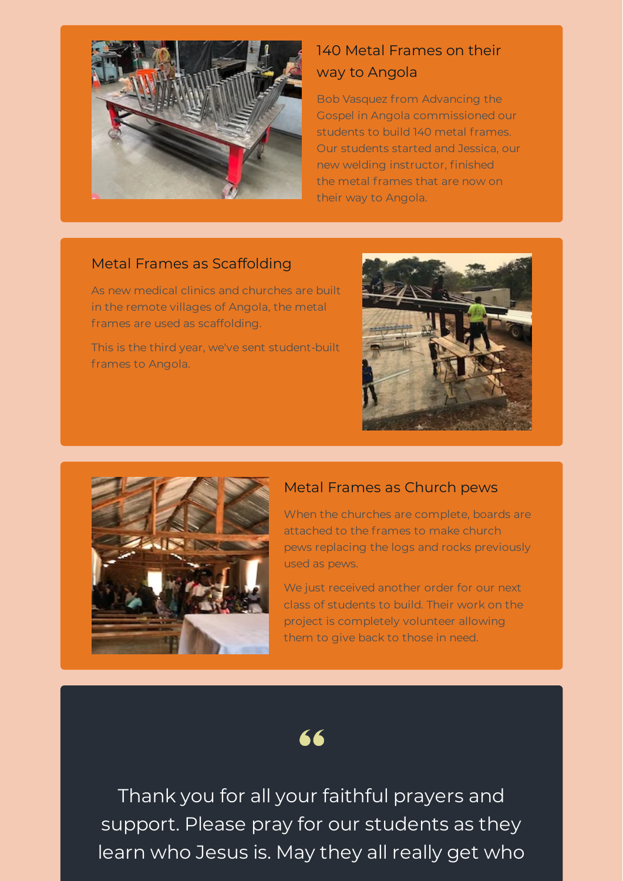## 140 Metal Frames on their way to Angola

Bob Vasquez from Advancing the Gospel in Angola commissioned our students to build 140 metal frames. Our students started and Jessica, our new welding instructor, finished the metal frames that are now on their way to Angola.

## Metal Frames as Scaffolding

As new medical clinics and churches are built in the remote villages of Angola, the metal frames are used as scaffolding.

This is the third year, we've sent student-built frames to Angola.

## Metal Frames as Church pews

When the churches are complete, boards are attached to the frames to make church pews replacing the logs and rocks previously used as pews.

We just received another order for our next class of students to build. Their work on the project is completely volunteer allowing them to give back to those in need.

> Thank you for all your faithful prayers and support. Please pray for our students as they learn who Jesus is. May they all really get who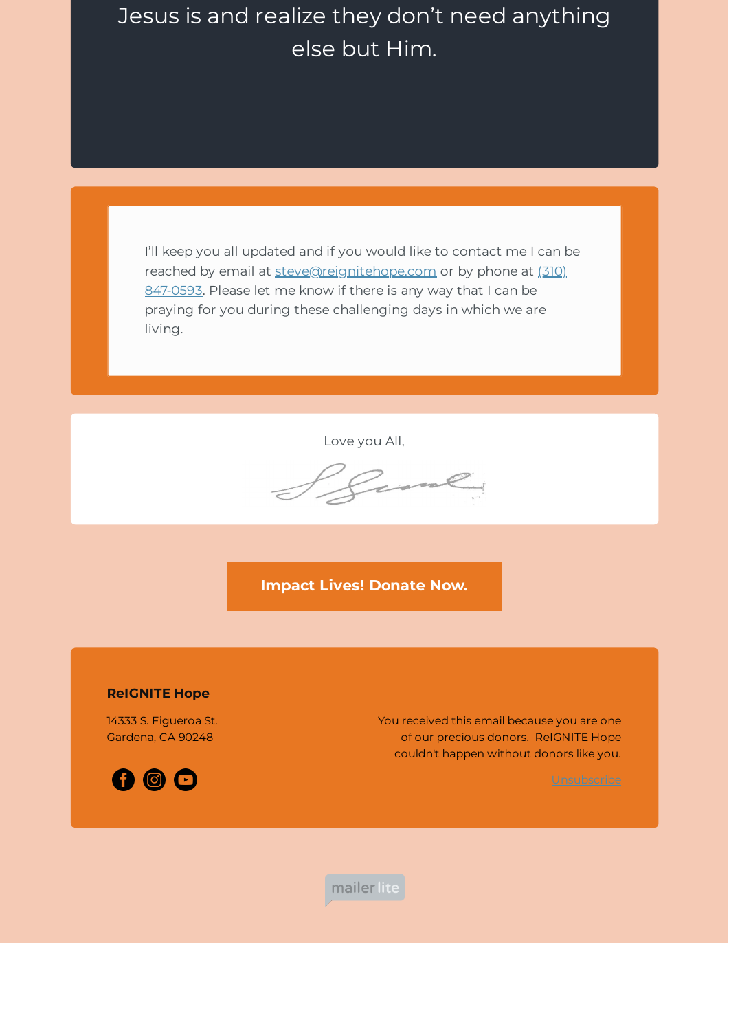Jesus is and realize they don't need anything else but Him.

I'll keep you all updated and if you would like to contact me I can be reached by email at steve@reignitehope.com or by phone at (310) 847-0593. Please let me know if there is any way that I can be praying for you during these challenging days in which we are living.

Love you All,

Impact Lives! Donate Now.

**ReIGNITE Hope**

14333 S. Figueroa St.
Gardena, CA 90248

You received this email because you are one of our precious donors. ReIGNITE Hope couldn't happen without donors like you.

Unsubscribe

mailerlite